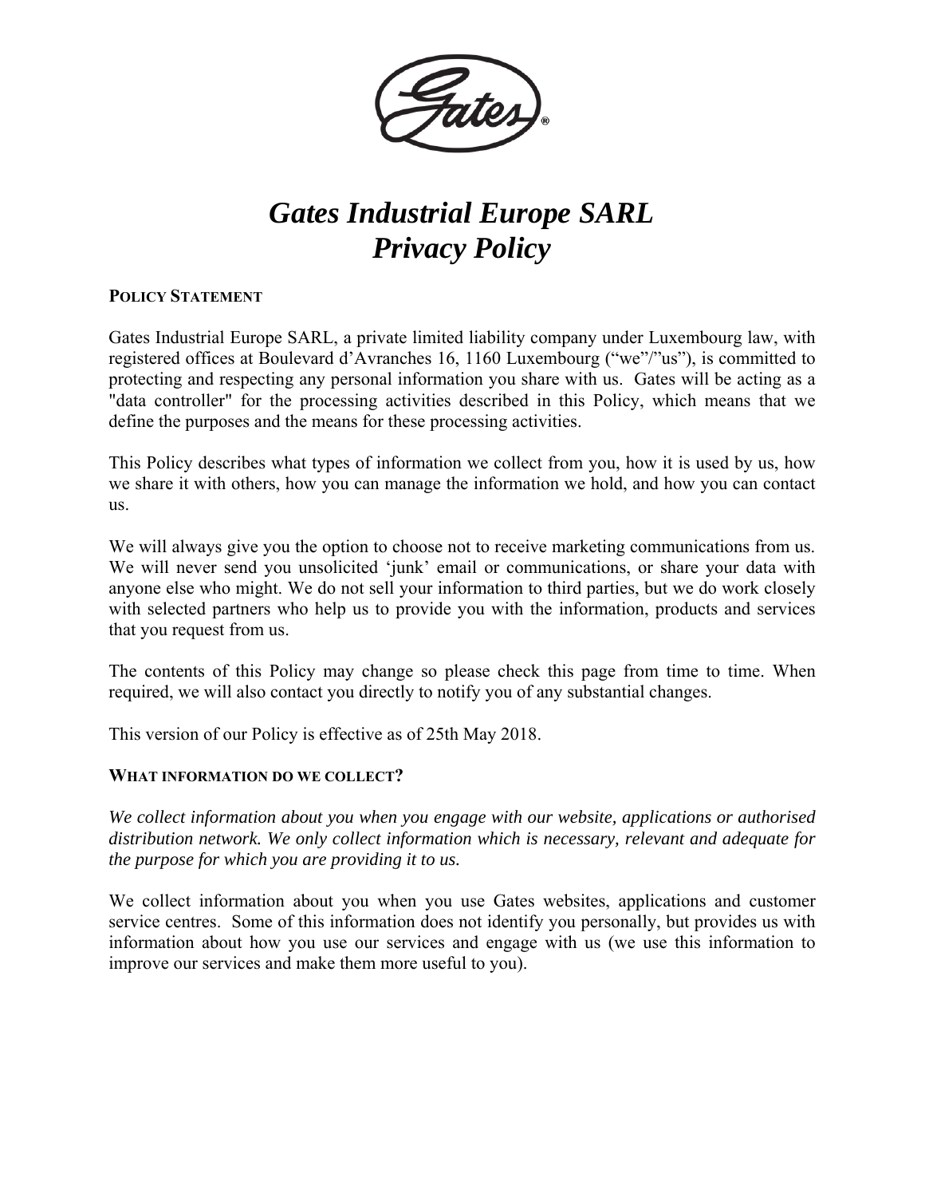# *Gates Industrial Europe SARL*
# *Privacy Policy*

## **POLICY STATEMENT**

Gates Industrial Europe SARL, a private limited liability company under Luxembourg law, with registered offices at Boulevard d'Avranches 16, 1160 Luxembourg ("we"/"us"), is committed to protecting and respecting any personal information you share with us. Gates will be acting as a "data controller" for the processing activities described in this Policy, which means that we define the purposes and the means for these processing activities.

This Policy describes what types of information we collect from you, how it is used by us, how we share it with others, how you can manage the information we hold, and how you can contact us.

We will always give you the option to choose not to receive marketing communications from us. We will never send you unsolicited 'junk' email or communications, or share your data with anyone else who might. We do not sell your information to third parties, but we do work closely with selected partners who help us to provide you with the information, products and services that you request from us.

The contents of this Policy may change so please check this page from time to time. When required, we will also contact you directly to notify you of any substantial changes.

This version of our Policy is effective as of 25th May 2018.

## **WHAT INFORMATION DO WE COLLECT?**

*We collect information about you when you engage with our website, applications or authorised distribution network. We only collect information which is necessary, relevant and adequate for the purpose for which you are providing it to us.*

We collect information about you when you use Gates websites, applications and customer service centres. Some of this information does not identify you personally, but provides us with information about how you use our services and engage with us (we use this information to improve our services and make them more useful to you).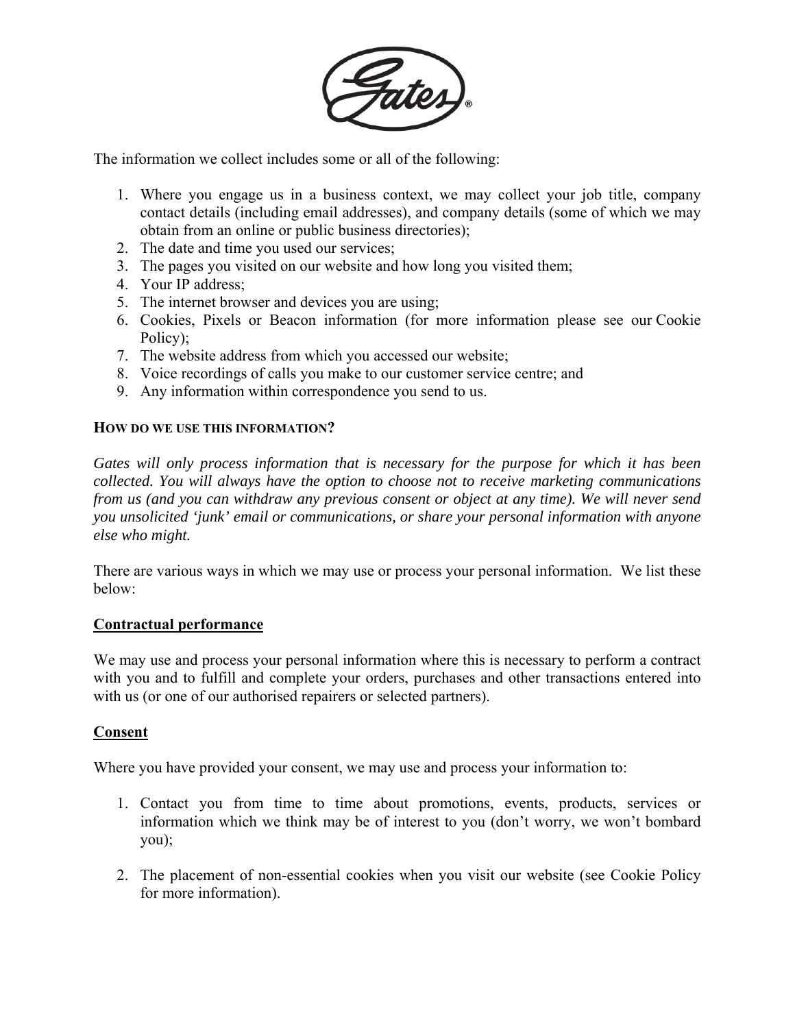The information we collect includes some or all of the following:

1. Where you engage us in a business context, we may collect your job title, company contact details (including email addresses), and company details (some of which we may obtain from an online or public business directories);
2. The date and time you used our services;
3. The pages you visited on our website and how long you visited them;
4. Your IP address;
5. The internet browser and devices you are using;
6. Cookies, Pixels or Beacon information (for more information please see our Cookie Policy);
7. The website address from which you accessed our website;
8. Voice recordings of calls you make to our customer service centre; and
9. Any information within correspondence you send to us.

### HOW DO WE USE THIS INFORMATION?

*Gates will only process information that is necessary for the purpose for which it has been collected. You will always have the option to choose not to receive marketing communications from us (and you can withdraw any previous consent or object at any time). We will never send you unsolicited 'junk' email or communications, or share your personal information with anyone else who might.*

There are various ways in which we may use or process your personal information. We list these below:

#### Contractual performance

We may use and process your personal information where this is necessary to perform a contract with you and to fulfill and complete your orders, purchases and other transactions entered into with us (or one of our authorised repairers or selected partners).

#### Consent

Where you have provided your consent, we may use and process your information to:

1. Contact you from time to time about promotions, events, products, services or information which we think may be of interest to you (don't worry, we won't bombard you);

2. The placement of non-essential cookies when you visit our website (see Cookie Policy for more information).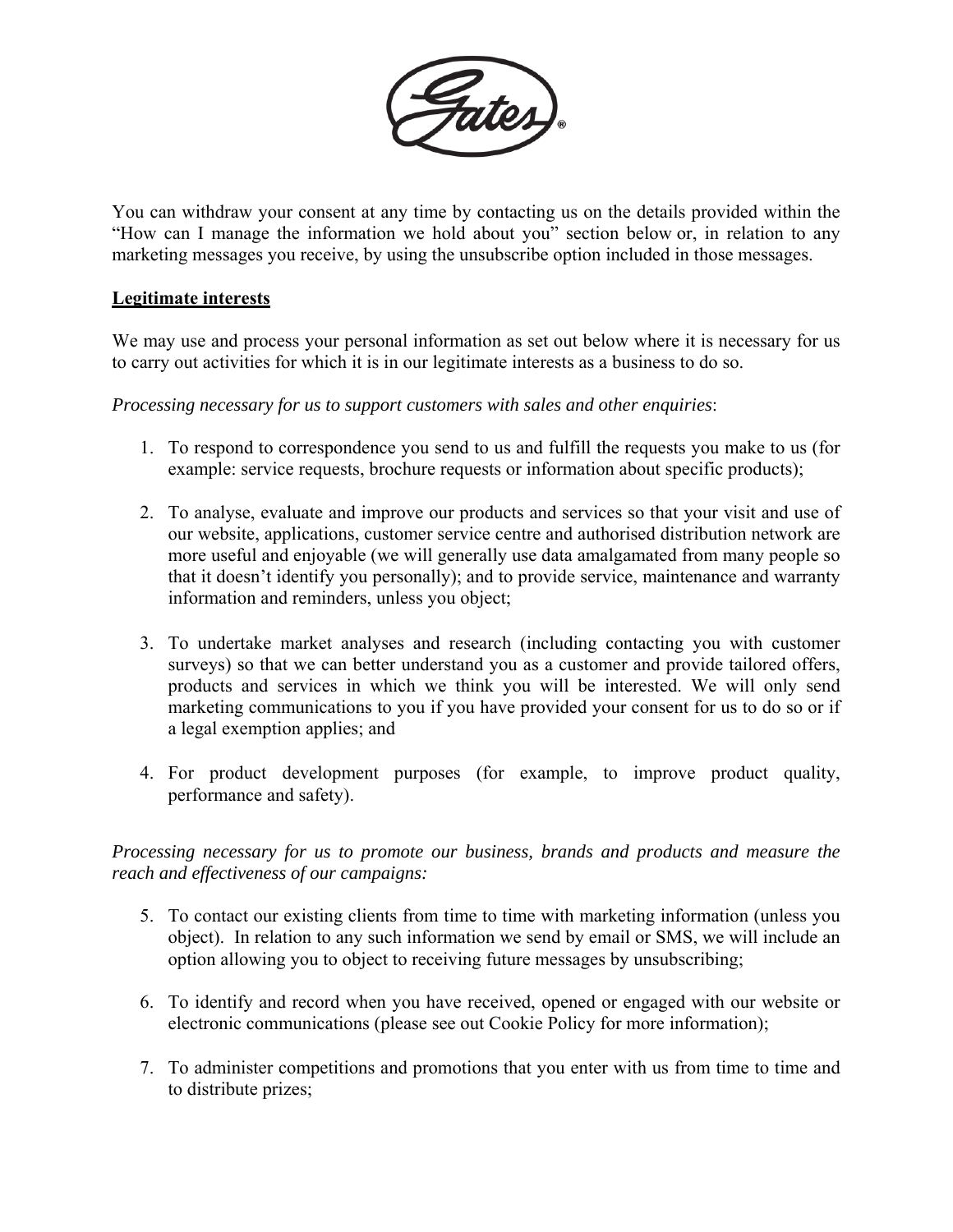You can withdraw your consent at any time by contacting us on the details provided within the "How can I manage the information we hold about you" section below or, in relation to any marketing messages you receive, by using the unsubscribe option included in those messages.

**Legitimate interests**

We may use and process your personal information as set out below where it is necessary for us to carry out activities for which it is in our legitimate interests as a business to do so.

*Processing necessary for us to support customers with sales and other enquiries*:

1. To respond to correspondence you send to us and fulfill the requests you make to us (for example: service requests, brochure requests or information about specific products);

2. To analyse, evaluate and improve our products and services so that your visit and use of our website, applications, customer service centre and authorised distribution network are more useful and enjoyable (we will generally use data amalgamated from many people so that it doesn't identify you personally); and to provide service, maintenance and warranty information and reminders, unless you object;

3. To undertake market analyses and research (including contacting you with customer surveys) so that we can better understand you as a customer and provide tailored offers, products and services in which we think you will be interested. We will only send marketing communications to you if you have provided your consent for us to do so or if a legal exemption applies; and

4. For product development purposes (for example, to improve product quality, performance and safety).

*Processing necessary for us to promote our business, brands and products and measure the reach and effectiveness of our campaigns:*

5. To contact our existing clients from time to time with marketing information (unless you object). In relation to any such information we send by email or SMS, we will include an option allowing you to object to receiving future messages by unsubscribing;

6. To identify and record when you have received, opened or engaged with our website or electronic communications (please see out Cookie Policy for more information);

7. To administer competitions and promotions that you enter with us from time to time and to distribute prizes;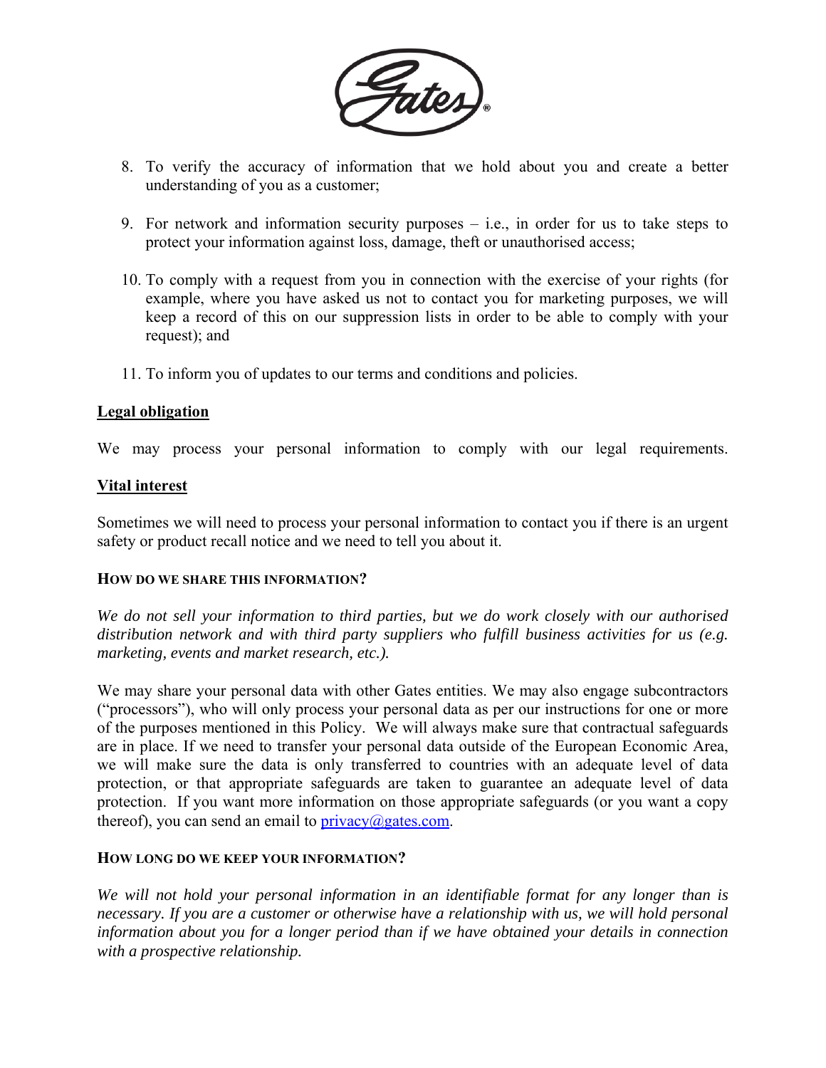8. To verify the accuracy of information that we hold about you and create a better understanding of you as a customer;

9. For network and information security purposes – i.e., in order for us to take steps to protect your information against loss, damage, theft or unauthorised access;

10. To comply with a request from you in connection with the exercise of your rights (for example, where you have asked us not to contact you for marketing purposes, we will keep a record of this on our suppression lists in order to be able to comply with your request); and

11. To inform you of updates to our terms and conditions and policies.

**Legal obligation**

We may process your personal information to comply with our legal requirements.

**Vital interest**

Sometimes we will need to process your personal information to contact you if there is an urgent safety or product recall notice and we need to tell you about it.

**HOW DO WE SHARE THIS INFORMATION?**

*We do not sell your information to third parties, but we do work closely with our authorised distribution network and with third party suppliers who fulfill business activities for us (e.g. marketing, events and market research, etc.).*

We may share your personal data with other Gates entities. We may also engage subcontractors ("processors"), who will only process your personal data as per our instructions for one or more of the purposes mentioned in this Policy. We will always make sure that contractual safeguards are in place. If we need to transfer your personal data outside of the European Economic Area, we will make sure the data is only transferred to countries with an adequate level of data protection, or that appropriate safeguards are taken to guarantee an adequate level of data protection. If you want more information on those appropriate safeguards (or you want a copy thereof), you can send an email to privacy@gates.com.

**HOW LONG DO WE KEEP YOUR INFORMATION?**

*We will not hold your personal information in an identifiable format for any longer than is necessary. If you are a customer or otherwise have a relationship with us, we will hold personal information about you for a longer period than if we have obtained your details in connection with a prospective relationship.*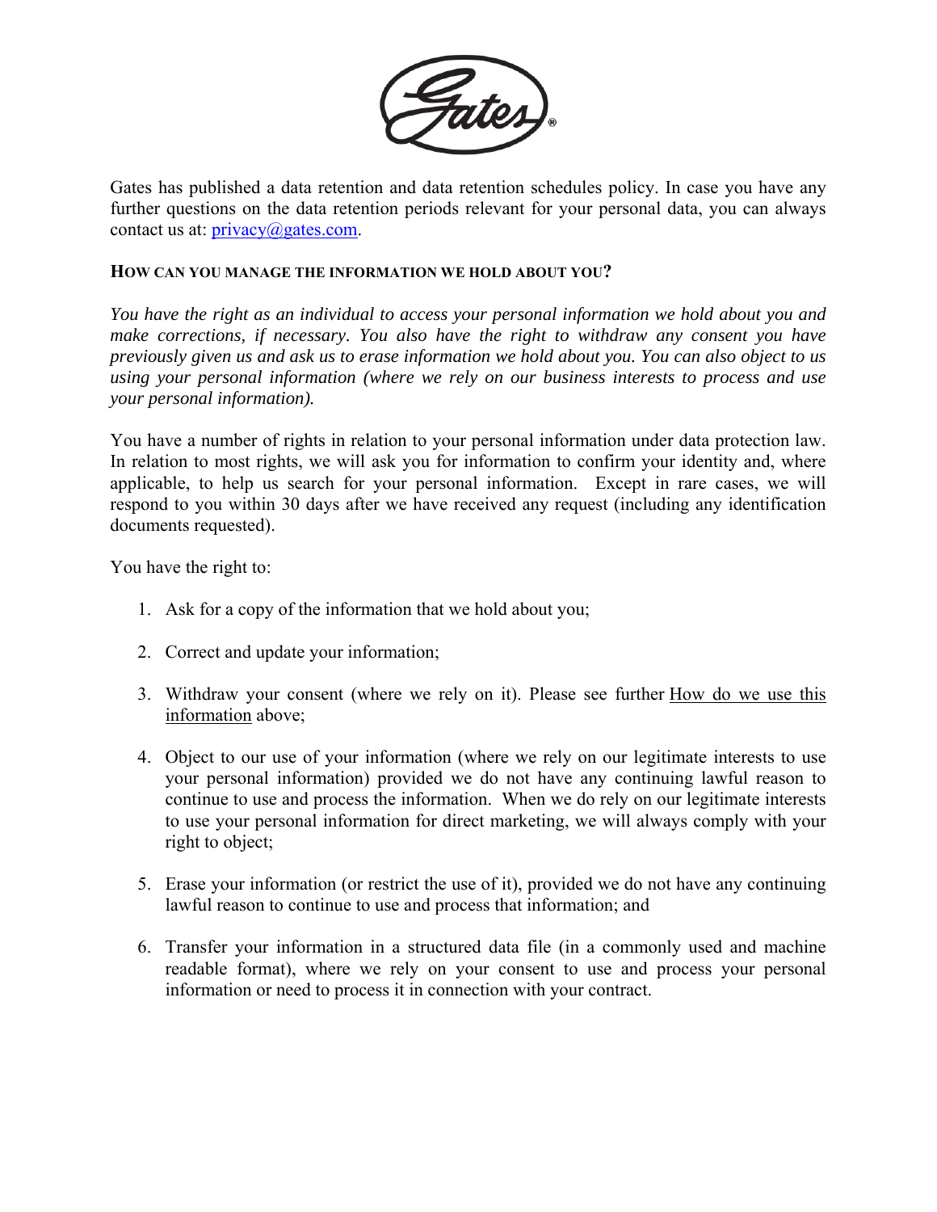Gates has published a data retention and data retention schedules policy. In case you have any further questions on the data retention periods relevant for your personal data, you can always contact us at: privacy@gates.com.

## HOW CAN YOU MANAGE THE INFORMATION WE HOLD ABOUT YOU?

*You have the right as an individual to access your personal information we hold about you and make corrections, if necessary. You also have the right to withdraw any consent you have previously given us and ask us to erase information we hold about you. You can also object to us using your personal information (where we rely on our business interests to process and use your personal information).*

You have a number of rights in relation to your personal information under data protection law. In relation to most rights, we will ask you for information to confirm your identity and, where applicable, to help us search for your personal information. Except in rare cases, we will respond to you within 30 days after we have received any request (including any identification documents requested).

You have the right to:

1. Ask for a copy of the information that we hold about you;
2. Correct and update your information;
3. Withdraw your consent (where we rely on it). Please see further How do we use this information above;
4. Object to our use of your information (where we rely on our legitimate interests to use your personal information) provided we do not have any continuing lawful reason to continue to use and process the information. When we do rely on our legitimate interests to use your personal information for direct marketing, we will always comply with your right to object;
5. Erase your information (or restrict the use of it), provided we do not have any continuing lawful reason to continue to use and process that information; and
6. Transfer your information in a structured data file (in a commonly used and machine readable format), where we rely on your consent to use and process your personal information or need to process it in connection with your contract.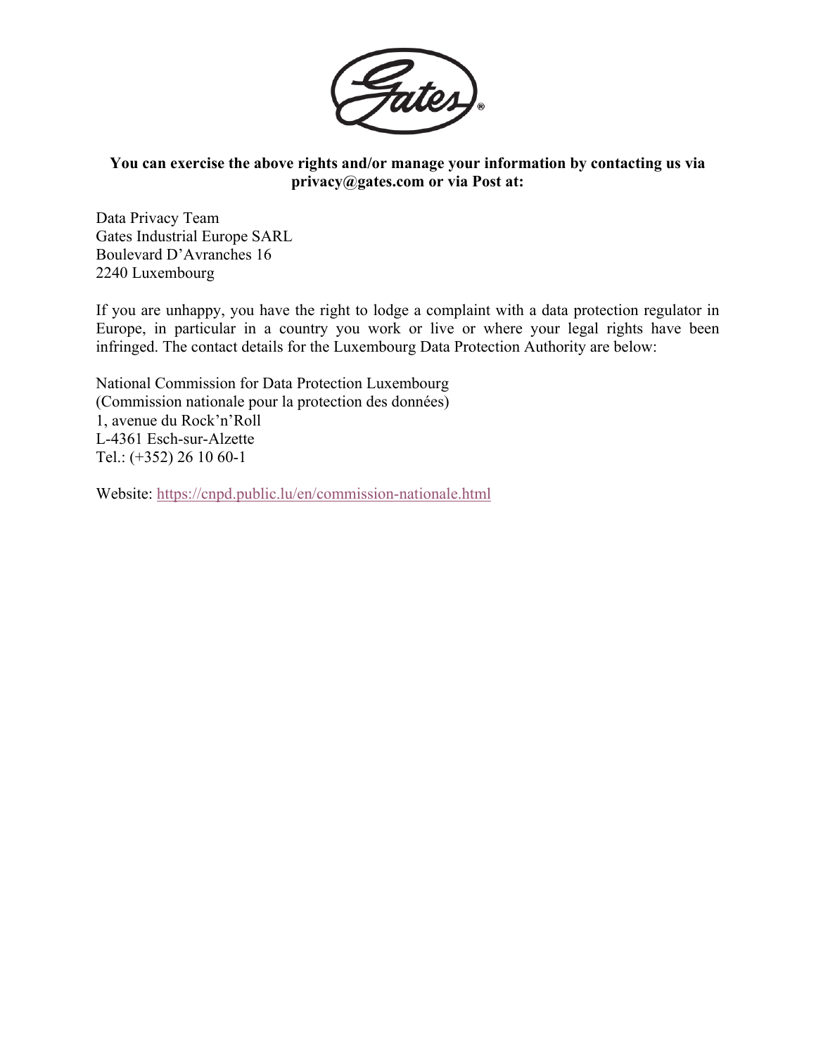**You can exercise the above rights and/or manage your information by contacting us via privacy@gates.com or via Post at:**

Data Privacy Team
Gates Industrial Europe SARL
Boulevard D'Avranches 16
2240 Luxembourg

If you are unhappy, you have the right to lodge a complaint with a data protection regulator in Europe, in particular in a country you work or live or where your legal rights have been infringed. The contact details for the Luxembourg Data Protection Authority are below:

National Commission for Data Protection Luxembourg
(Commission nationale pour la protection des données)
1, avenue du Rock'n'Roll
L-4361 Esch-sur-Alzette
Tel.: (+352) 26 10 60-1

Website: https://cnpd.public.lu/en/commission-nationale.html